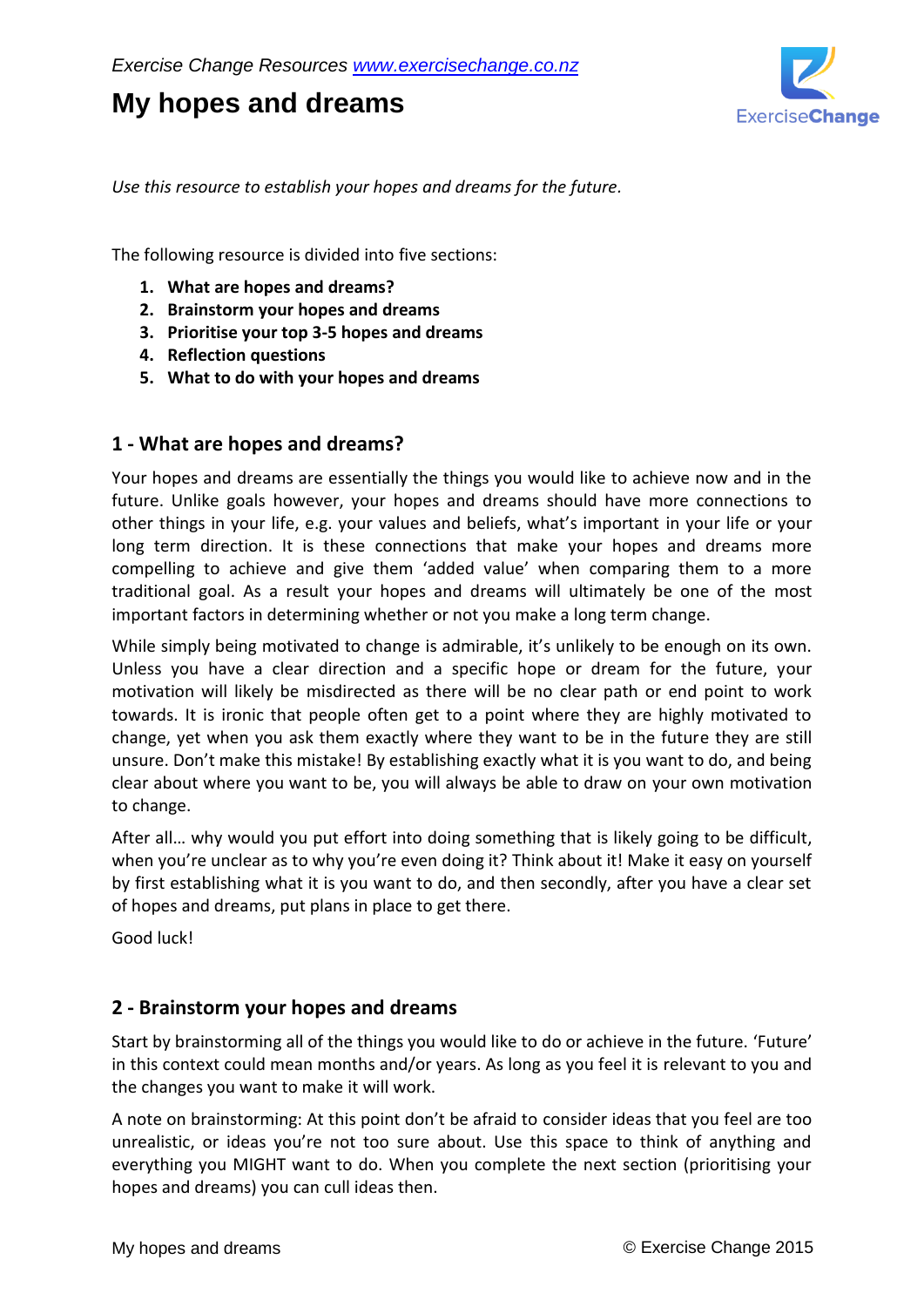*Exercise Change Resources www.exercisechange.co.nz*

# My hopes and dreams

*Use this resource to establish your hopes and dreams for the future.*

The following resource is divided into five sections:

1. **What are hopes and dreams?**
2. **Brainstorm your hopes and dreams**
3. **Prioritise your top 3-5 hopes and dreams**
4. **Reflection questions**
5. **What to do with your hopes and dreams**

## 1 - What are hopes and dreams?

Your hopes and dreams are essentially the things you would like to achieve now and in the future. Unlike goals however, your hopes and dreams should have more connections to other things in your life, e.g. your values and beliefs, what's important in your life or your long term direction. It is these connections that make your hopes and dreams more compelling to achieve and give them 'added value' when comparing them to a more traditional goal. As a result your hopes and dreams will ultimately be one of the most important factors in determining whether or not you make a long term change.

While simply being motivated to change is admirable, it's unlikely to be enough on its own. Unless you have a clear direction and a specific hope or dream for the future, your motivation will likely be misdirected as there will be no clear path or end point to work towards. It is ironic that people often get to a point where they are highly motivated to change, yet when you ask them exactly where they want to be in the future they are still unsure. Don't make this mistake! By establishing exactly what it is you want to do, and being clear about where you want to be, you will always be able to draw on your own motivation to change.

After all… why would you put effort into doing something that is likely going to be difficult, when you're unclear as to why you're even doing it? Think about it! Make it easy on yourself by first establishing what it is you want to do, and then secondly, after you have a clear set of hopes and dreams, put plans in place to get there.

Good luck!

## 2 - Brainstorm your hopes and dreams

Start by brainstorming all of the things you would like to do or achieve in the future. 'Future' in this context could mean months and/or years. As long as you feel it is relevant to you and the changes you want to make it will work.

A note on brainstorming: At this point don't be afraid to consider ideas that you feel are too unrealistic, or ideas you're not too sure about. Use this space to think of anything and everything you MIGHT want to do. When you complete the next section (prioritising your hopes and dreams) you can cull ideas then.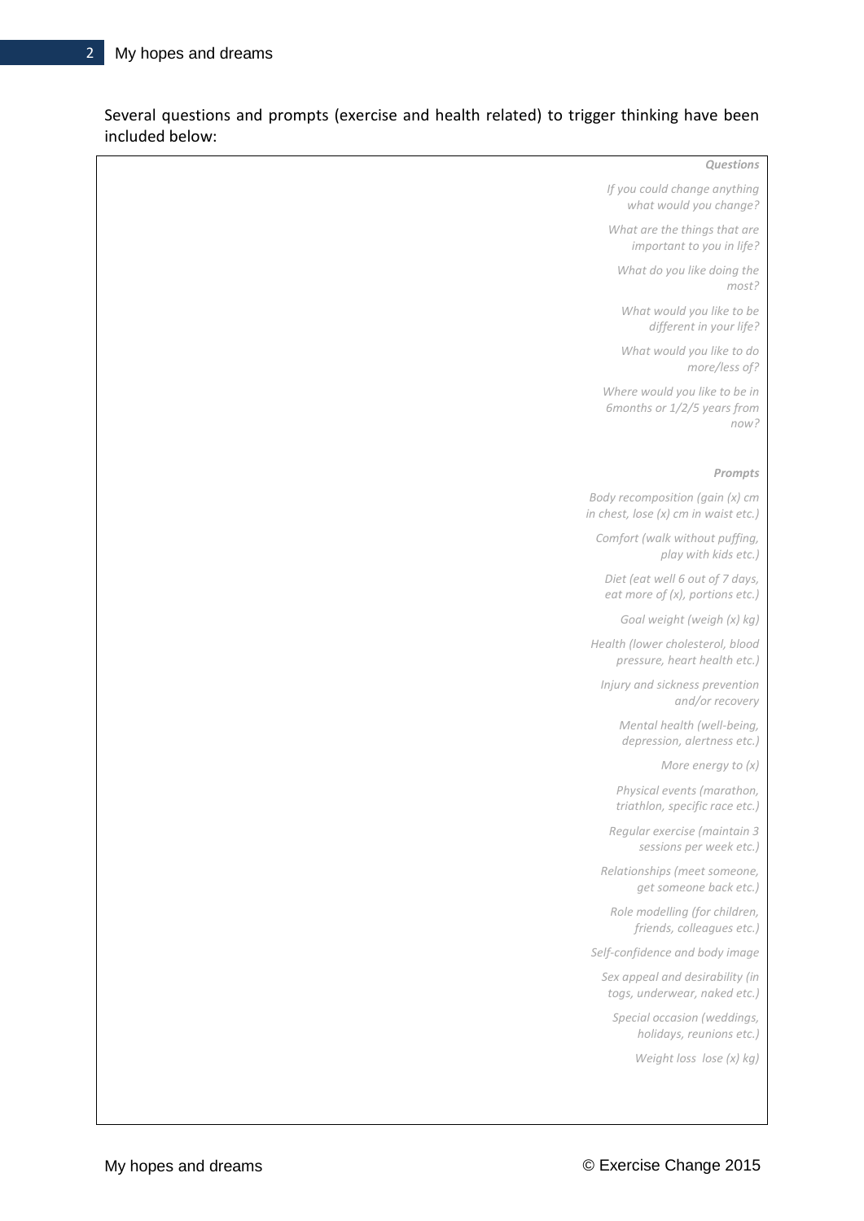Several questions and prompts (exercise and health related) to trigger thinking have been included below:

***Questions***

*If you could change anything what would you change?*

*What are the things that are important to you in life?*

*What do you like doing the most?*

*What would you like to be different in your life?*

*What would you like to do more/less of?*

*Where would you like to be in 6months or 1/2/5 years from now?*

***Prompts***

*Body recomposition (gain (x) cm in chest, lose (x) cm in waist etc.)*

*Comfort (walk without puffing, play with kids etc.)*

*Diet (eat well 6 out of 7 days, eat more of (x), portions etc.)*

*Goal weight (weigh (x) kg)*

*Health (lower cholesterol, blood pressure, heart health etc.)*

*Injury and sickness prevention and/or recovery*

*Mental health (well-being, depression, alertness etc.)*

*More energy to (x)*

*Physical events (marathon, triathlon, specific race etc.)*

*Regular exercise (maintain 3 sessions per week etc.)*

*Relationships (meet someone, get someone back etc.)*

*Role modelling (for children, friends, colleagues etc.)*

*Self-confidence and body image*

*Sex appeal and desirability (in togs, underwear, naked etc.)*

*Special occasion (weddings, holidays, reunions etc.)*

*Weight loss lose (x) kg)*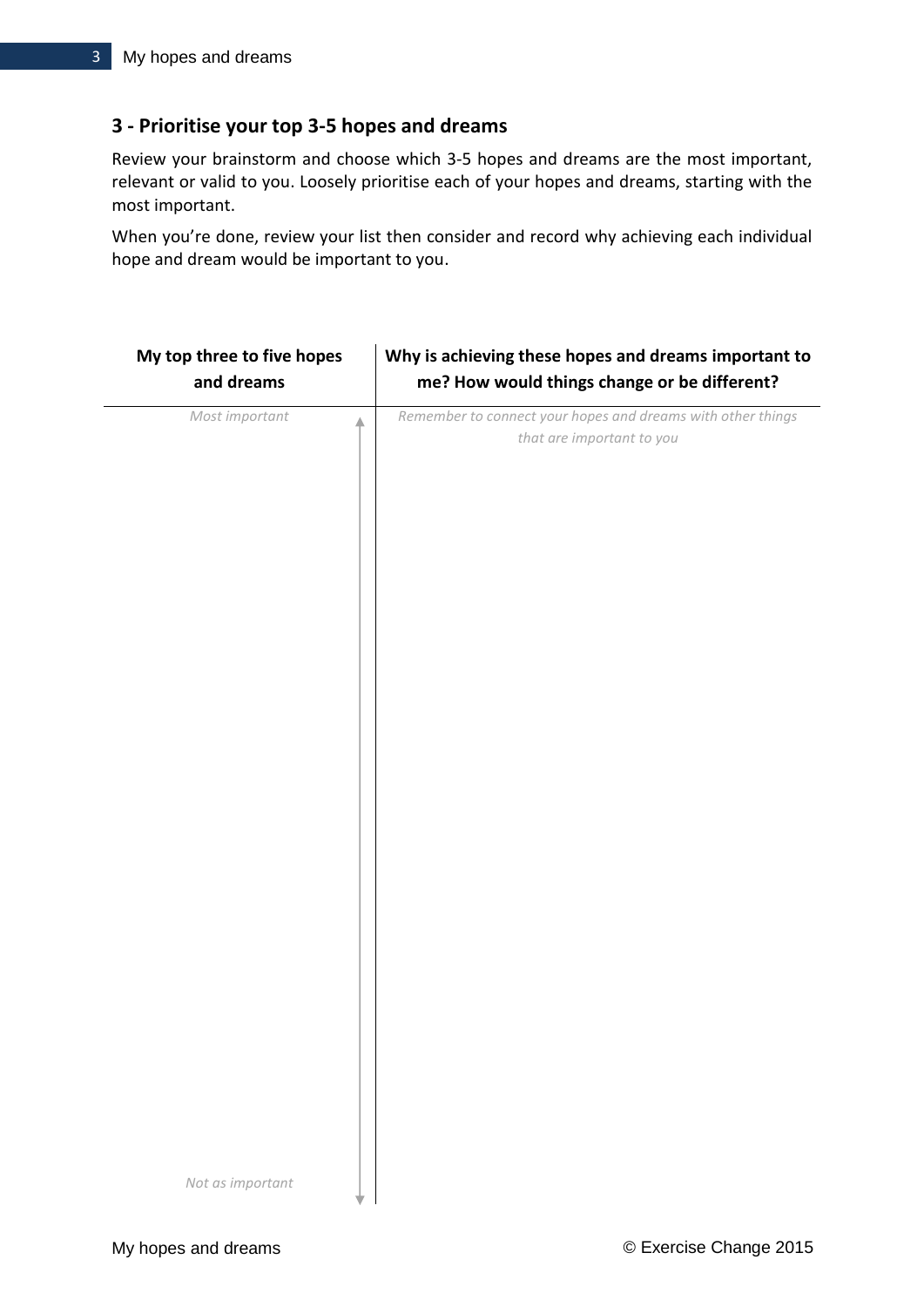## 3 - Prioritise your top 3-5 hopes and dreams

Review your brainstorm and choose which 3-5 hopes and dreams are the most important, relevant or valid to you. Loosely prioritise each of your hopes and dreams, starting with the most important.

When you're done, review your list then consider and record why achieving each individual hope and dream would be important to you.

| My top three to five hopes and dreams | Why is achieving these hopes and dreams important to me? How would things change or be different? |
|---|---|
| *Most important* | *Remember to connect your hopes and dreams with other things that are important to you* |
| *Not as important* | |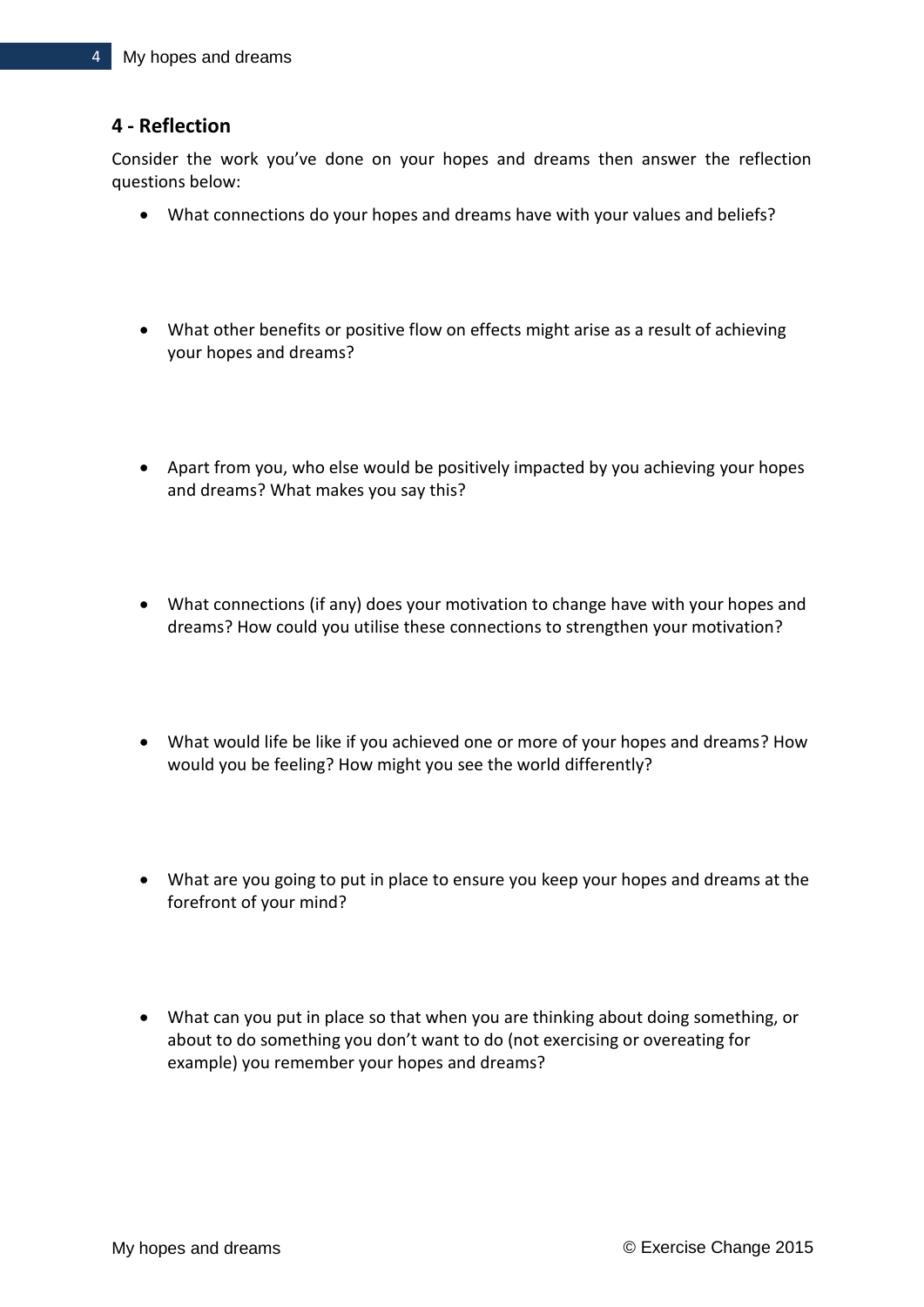## 4 - Reflection

Consider the work you've done on your hopes and dreams then answer the reflection questions below:

- What connections do your hopes and dreams have with your values and beliefs?

- What other benefits or positive flow on effects might arise as a result of achieving your hopes and dreams?

- Apart from you, who else would be positively impacted by you achieving your hopes and dreams? What makes you say this?

- What connections (if any) does your motivation to change have with your hopes and dreams? How could you utilise these connections to strengthen your motivation?

- What would life be like if you achieved one or more of your hopes and dreams? How would you be feeling? How might you see the world differently?

- What are you going to put in place to ensure you keep your hopes and dreams at the forefront of your mind?

- What can you put in place so that when you are thinking about doing something, or about to do something you don't want to do (not exercising or overeating for example) you remember your hopes and dreams?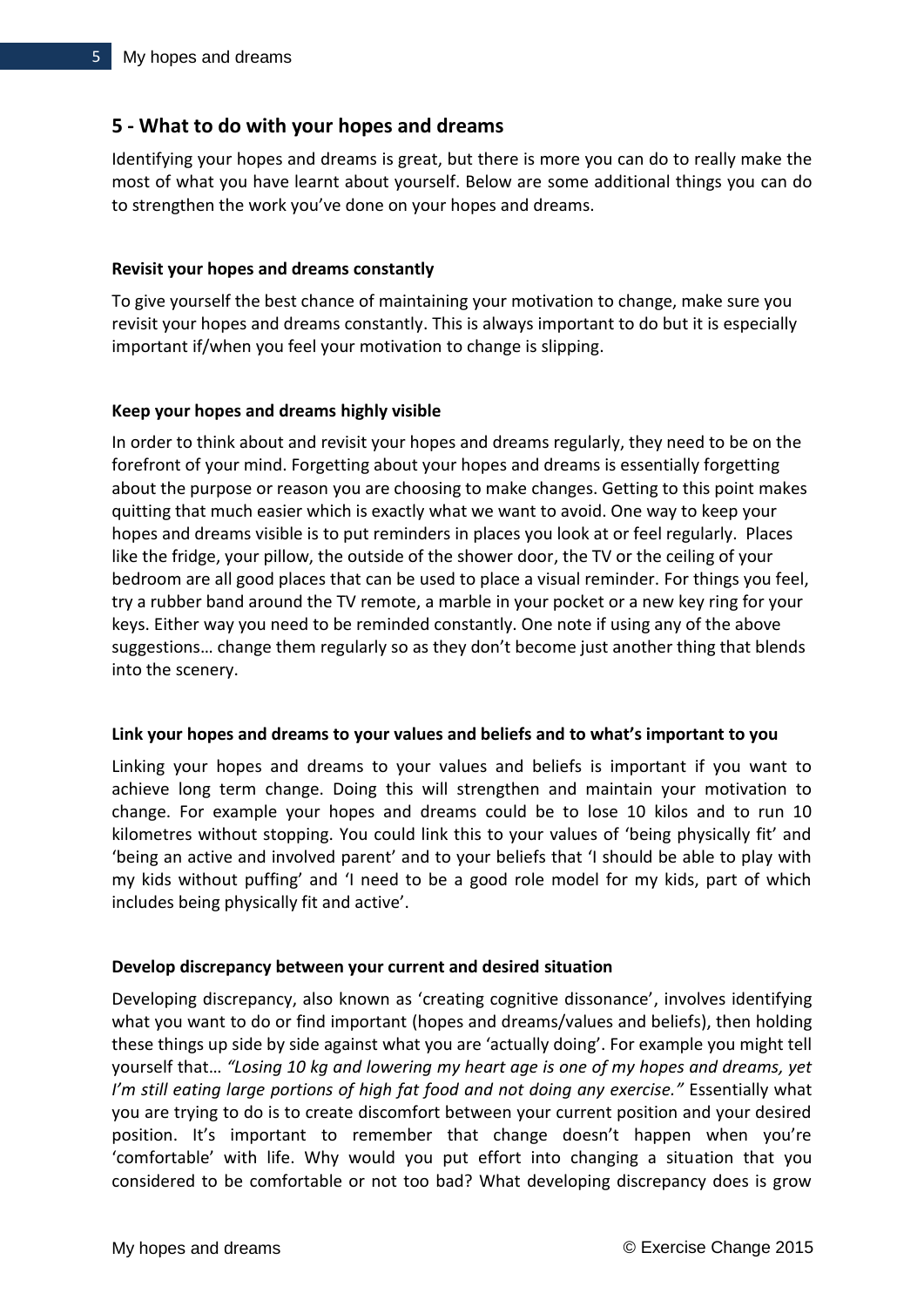## 5 - What to do with your hopes and dreams

Identifying your hopes and dreams is great, but there is more you can do to really make the most of what you have learnt about yourself. Below are some additional things you can do to strengthen the work you've done on your hopes and dreams.

**Revisit your hopes and dreams constantly**

To give yourself the best chance of maintaining your motivation to change, make sure you revisit your hopes and dreams constantly. This is always important to do but it is especially important if/when you feel your motivation to change is slipping.

**Keep your hopes and dreams highly visible**

In order to think about and revisit your hopes and dreams regularly, they need to be on the forefront of your mind. Forgetting about your hopes and dreams is essentially forgetting about the purpose or reason you are choosing to make changes. Getting to this point makes quitting that much easier which is exactly what we want to avoid. One way to keep your hopes and dreams visible is to put reminders in places you look at or feel regularly. Places like the fridge, your pillow, the outside of the shower door, the TV or the ceiling of your bedroom are all good places that can be used to place a visual reminder. For things you feel, try a rubber band around the TV remote, a marble in your pocket or a new key ring for your keys. Either way you need to be reminded constantly. One note if using any of the above suggestions… change them regularly so as they don't become just another thing that blends into the scenery.

**Link your hopes and dreams to your values and beliefs and to what's important to you**

Linking your hopes and dreams to your values and beliefs is important if you want to achieve long term change. Doing this will strengthen and maintain your motivation to change. For example your hopes and dreams could be to lose 10 kilos and to run 10 kilometres without stopping. You could link this to your values of 'being physically fit' and 'being an active and involved parent' and to your beliefs that 'I should be able to play with my kids without puffing' and 'I need to be a good role model for my kids, part of which includes being physically fit and active'.

**Develop discrepancy between your current and desired situation**

Developing discrepancy, also known as 'creating cognitive dissonance', involves identifying what you want to do or find important (hopes and dreams/values and beliefs), then holding these things up side by side against what you are 'actually doing'. For example you might tell yourself that… *"Losing 10 kg and lowering my heart age is one of my hopes and dreams, yet I'm still eating large portions of high fat food and not doing any exercise."* Essentially what you are trying to do is to create discomfort between your current position and your desired position. It's important to remember that change doesn't happen when you're 'comfortable' with life. Why would you put effort into changing a situation that you considered to be comfortable or not too bad? What developing discrepancy does is grow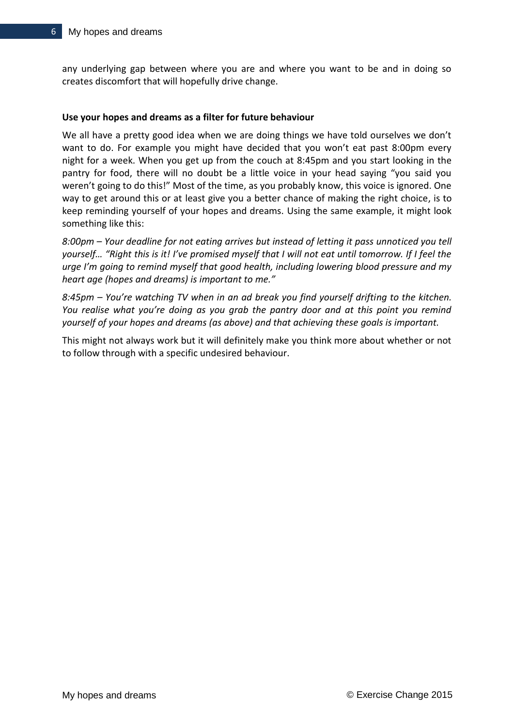any underlying gap between where you are and where you want to be and in doing so creates discomfort that will hopefully drive change.

**Use your hopes and dreams as a filter for future behaviour**

We all have a pretty good idea when we are doing things we have told ourselves we don't want to do. For example you might have decided that you won't eat past 8:00pm every night for a week. When you get up from the couch at 8:45pm and you start looking in the pantry for food, there will no doubt be a little voice in your head saying "you said you weren't going to do this!" Most of the time, as you probably know, this voice is ignored. One way to get around this or at least give you a better chance of making the right choice, is to keep reminding yourself of your hopes and dreams. Using the same example, it might look something like this:

*8:00pm – Your deadline for not eating arrives but instead of letting it pass unnoticed you tell yourself… "Right this is it! I've promised myself that I will not eat until tomorrow. If I feel the urge I'm going to remind myself that good health, including lowering blood pressure and my heart age (hopes and dreams) is important to me."*

*8:45pm – You're watching TV when in an ad break you find yourself drifting to the kitchen. You realise what you're doing as you grab the pantry door and at this point you remind yourself of your hopes and dreams (as above) and that achieving these goals is important.*

This might not always work but it will definitely make you think more about whether or not to follow through with a specific undesired behaviour.